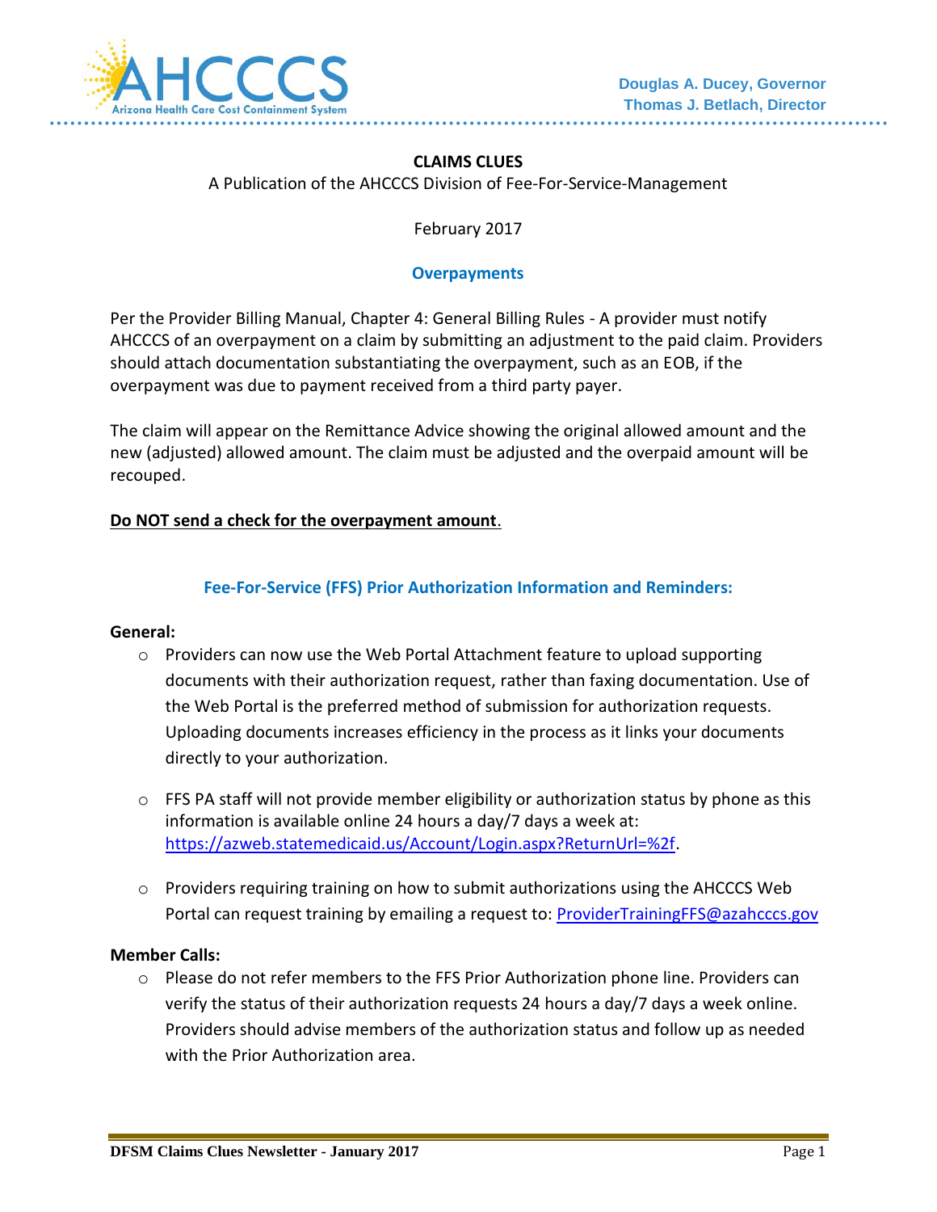Douglas A. Ducey, Governor
Thomas J. Betlach, Director

# CLAIMS CLUES

A Publication of the AHCCCS Division of Fee-For-Service-Management

February 2017

## Overpayments

Per the Provider Billing Manual, Chapter 4: General Billing Rules - A provider must notify AHCCCS of an overpayment on a claim by submitting an adjustment to the paid claim. Providers should attach documentation substantiating the overpayment, such as an EOB, if the overpayment was due to payment received from a third party payer.

The claim will appear on the Remittance Advice showing the original allowed amount and the new (adjusted) allowed amount. The claim must be adjusted and the overpaid amount will be recouped.

**Do NOT send a check for the overpayment amount**.

## Fee-For-Service (FFS) Prior Authorization Information and Reminders:

**General:**

- Providers can now use the Web Portal Attachment feature to upload supporting documents with their authorization request, rather than faxing documentation. Use of the Web Portal is the preferred method of submission for authorization requests. Uploading documents increases efficiency in the process as it links your documents directly to your authorization.
- FFS PA staff will not provide member eligibility or authorization status by phone as this information is available online 24 hours a day/7 days a week at: https://azweb.statemedicaid.us/Account/Login.aspx?ReturnUrl=%2f.
- Providers requiring training on how to submit authorizations using the AHCCCS Web Portal can request training by emailing a request to: ProviderTrainingFFS@azahcccs.gov

**Member Calls:**

- Please do not refer members to the FFS Prior Authorization phone line. Providers can verify the status of their authorization requests 24 hours a day/7 days a week online. Providers should advise members of the authorization status and follow up as needed with the Prior Authorization area.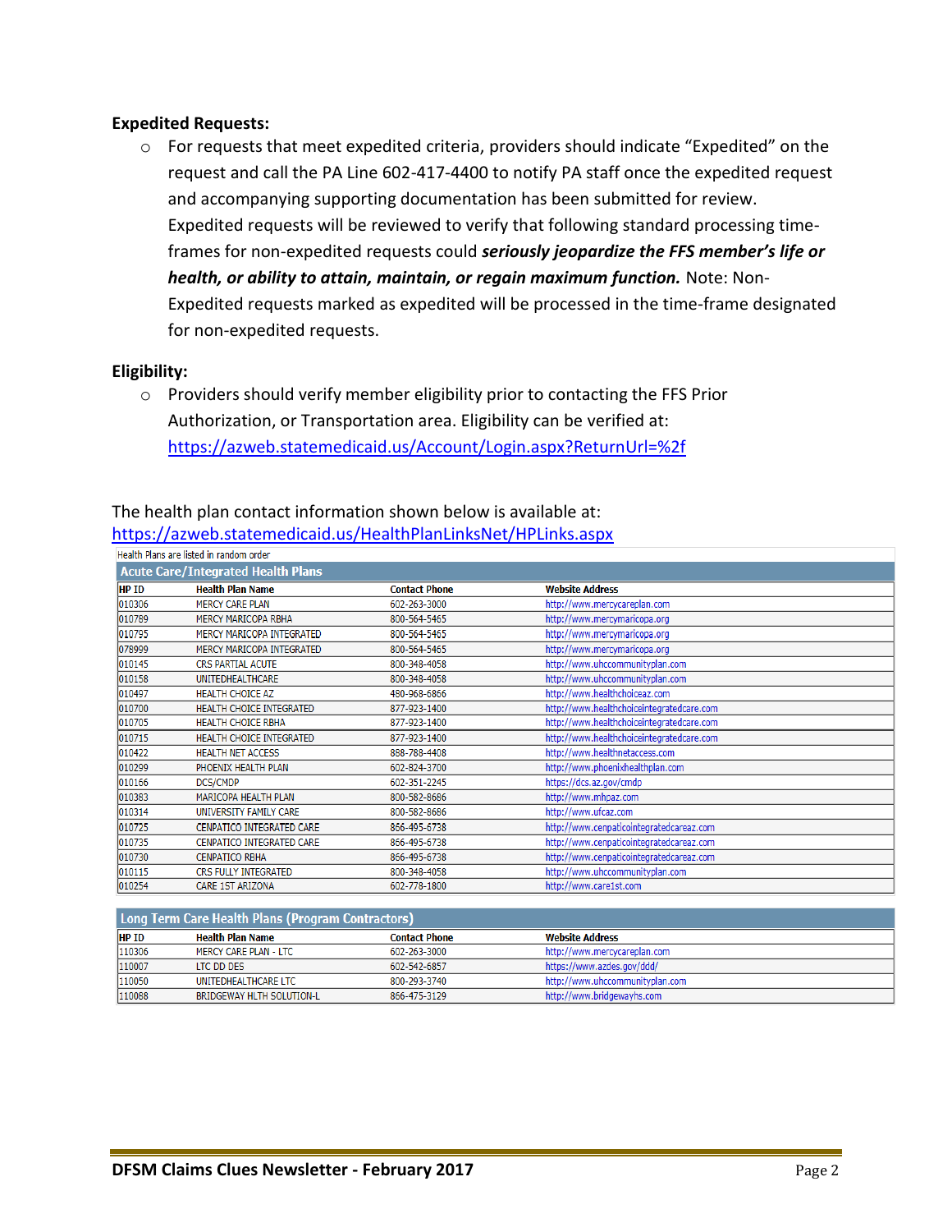**Expedited Requests:**

- For requests that meet expedited criteria, providers should indicate "Expedited" on the request and call the PA Line 602-417-4400 to notify PA staff once the expedited request and accompanying supporting documentation has been submitted for review. Expedited requests will be reviewed to verify that following standard processing time-frames for non-expedited requests could ***seriously jeopardize the FFS member's life or health, or ability to attain, maintain, or regain maximum function.*** Note: Non-Expedited requests marked as expedited will be processed in the time-frame designated for non-expedited requests.

**Eligibility:**

- Providers should verify member eligibility prior to contacting the FFS Prior Authorization, or Transportation area. Eligibility can be verified at: https://azweb.statemedicaid.us/Account/Login.aspx?ReturnUrl=%2f

The health plan contact information shown below is available at: https://azweb.statemedicaid.us/HealthPlanLinksNet/HPLinks.aspx

Health Plans are listed in random order

**Acute Care/Integrated Health Plans**

| HP ID | Health Plan Name | Contact Phone | Website Address |
|---|---|---|---|
| 010306 | MERCY CARE PLAN | 602-263-3000 | http://www.mercycareplan.com |
| 010789 | MERCY MARICOPA RBHA | 800-564-5465 | http://www.mercymaricopa.org |
| 010795 | MERCY MARICOPA INTEGRATED | 800-564-5465 | http://www.mercymaricopa.org |
| 078999 | MERCY MARICOPA INTEGRATED | 800-564-5465 | http://www.mercymaricopa.org |
| 010145 | CRS PARTIAL ACUTE | 800-348-4058 | http://www.uhccommunityplan.com |
| 010158 | UNITEDHEALTHCARE | 800-348-4058 | http://www.uhccommunityplan.com |
| 010497 | HEALTH CHOICE AZ | 480-968-6866 | http://www.healthchoiceaz.com |
| 010700 | HEALTH CHOICE INTEGRATED | 877-923-1400 | http://www.healthchoiceintegratedcare.com |
| 010705 | HEALTH CHOICE RBHA | 877-923-1400 | http://www.healthchoiceintegratedcare.com |
| 010715 | HEALTH CHOICE INTEGRATED | 877-923-1400 | http://www.healthchoiceintegratedcare.com |
| 010422 | HEALTH NET ACCESS | 888-788-4408 | http://www.healthnetaccess.com |
| 010299 | PHOENIX HEALTH PLAN | 602-824-3700 | http://www.phoenixhealthplan.com |
| 010166 | DCS/CMDP | 602-351-2245 | https://dcs.az.gov/cmdp |
| 010383 | MARICOPA HEALTH PLAN | 800-582-8686 | http://www.mhpaz.com |
| 010314 | UNIVERSITY FAMILY CARE | 800-582-8686 | http://www.ufcaz.com |
| 010725 | CENPATICO INTEGRATED CARE | 866-495-6738 | http://www.cenpaticointegratedcareaz.com |
| 010735 | CENPATICO INTEGRATED CARE | 866-495-6738 | http://www.cenpaticointegratedcareaz.com |
| 010730 | CENPATICO RBHA | 866-495-6738 | http://www.cenpaticointegratedcareaz.com |
| 010115 | CRS FULLY INTEGRATED | 800-348-4058 | http://www.uhccommunityplan.com |
| 010254 | CARE 1ST ARIZONA | 602-778-1800 | http://www.care1st.com |

**Long Term Care Health Plans (Program Contractors)**

| HP ID | Health Plan Name | Contact Phone | Website Address |
|---|---|---|---|
| 110306 | MERCY CARE PLAN - LTC | 602-263-3000 | http://www.mercycareplan.com |
| 110007 | LTC DD DES | 602-542-6857 | https://www.azdes.gov/ddd/ |
| 110050 | UNITEDHEALTHCARE LTC | 800-293-3740 | http://www.uhccommunityplan.com |
| 110088 | BRIDGEWAY HLTH SOLUTION-L | 866-475-3129 | http://www.bridgewayhs.com |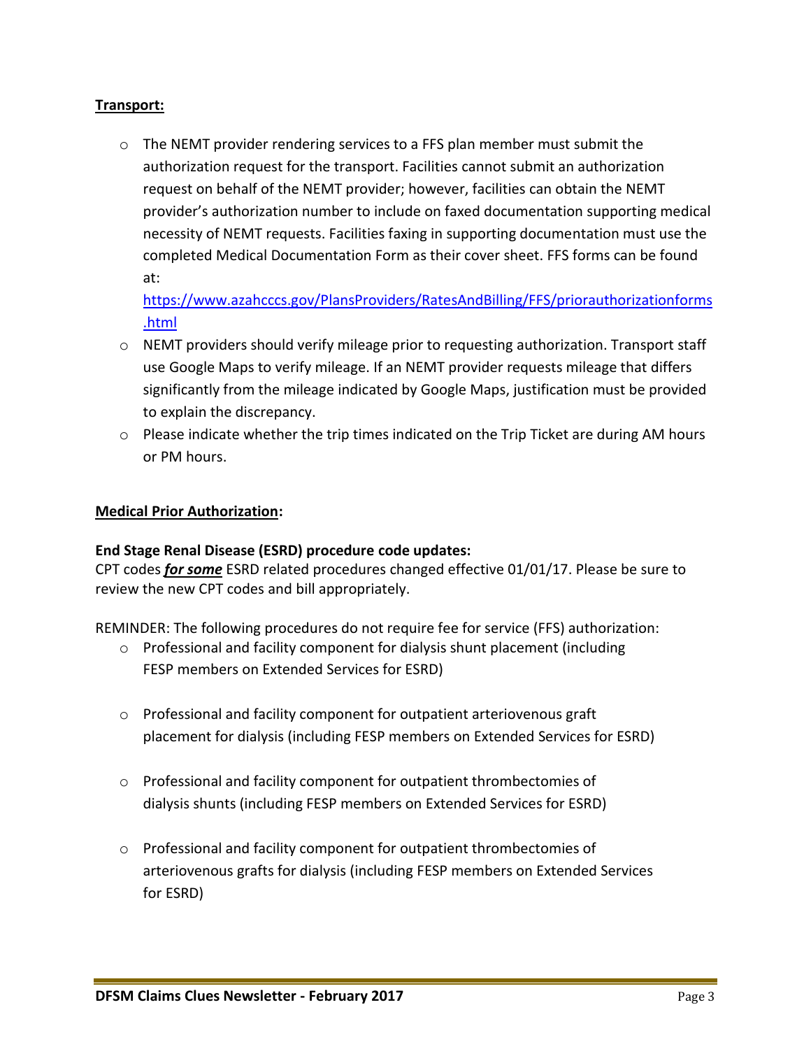**Transport:**

- The NEMT provider rendering services to a FFS plan member must submit the authorization request for the transport. Facilities cannot submit an authorization request on behalf of the NEMT provider; however, facilities can obtain the NEMT provider's authorization number to include on faxed documentation supporting medical necessity of NEMT requests. Facilities faxing in supporting documentation must use the completed Medical Documentation Form as their cover sheet. FFS forms can be found at: [https://www.azahcccs.gov/PlansProviders/RatesAndBilling/FFS/priorauthorizationforms.html](https://www.azahcccs.gov/PlansProviders/RatesAndBilling/FFS/priorauthorizationforms.html)
- NEMT providers should verify mileage prior to requesting authorization. Transport staff use Google Maps to verify mileage. If an NEMT provider requests mileage that differs significantly from the mileage indicated by Google Maps, justification must be provided to explain the discrepancy.
- Please indicate whether the trip times indicated on the Trip Ticket are during AM hours or PM hours.

**Medical Prior Authorization:**

**End Stage Renal Disease (ESRD) procedure code updates:**
CPT codes ***for some*** ESRD related procedures changed effective 01/01/17. Please be sure to review the new CPT codes and bill appropriately.

REMINDER: The following procedures do not require fee for service (FFS) authorization:

- Professional and facility component for dialysis shunt placement (including FESP members on Extended Services for ESRD)
- Professional and facility component for outpatient arteriovenous graft placement for dialysis (including FESP members on Extended Services for ESRD)
- Professional and facility component for outpatient thrombectomies of dialysis shunts (including FESP members on Extended Services for ESRD)
- Professional and facility component for outpatient thrombectomies of arteriovenous grafts for dialysis (including FESP members on Extended Services for ESRD)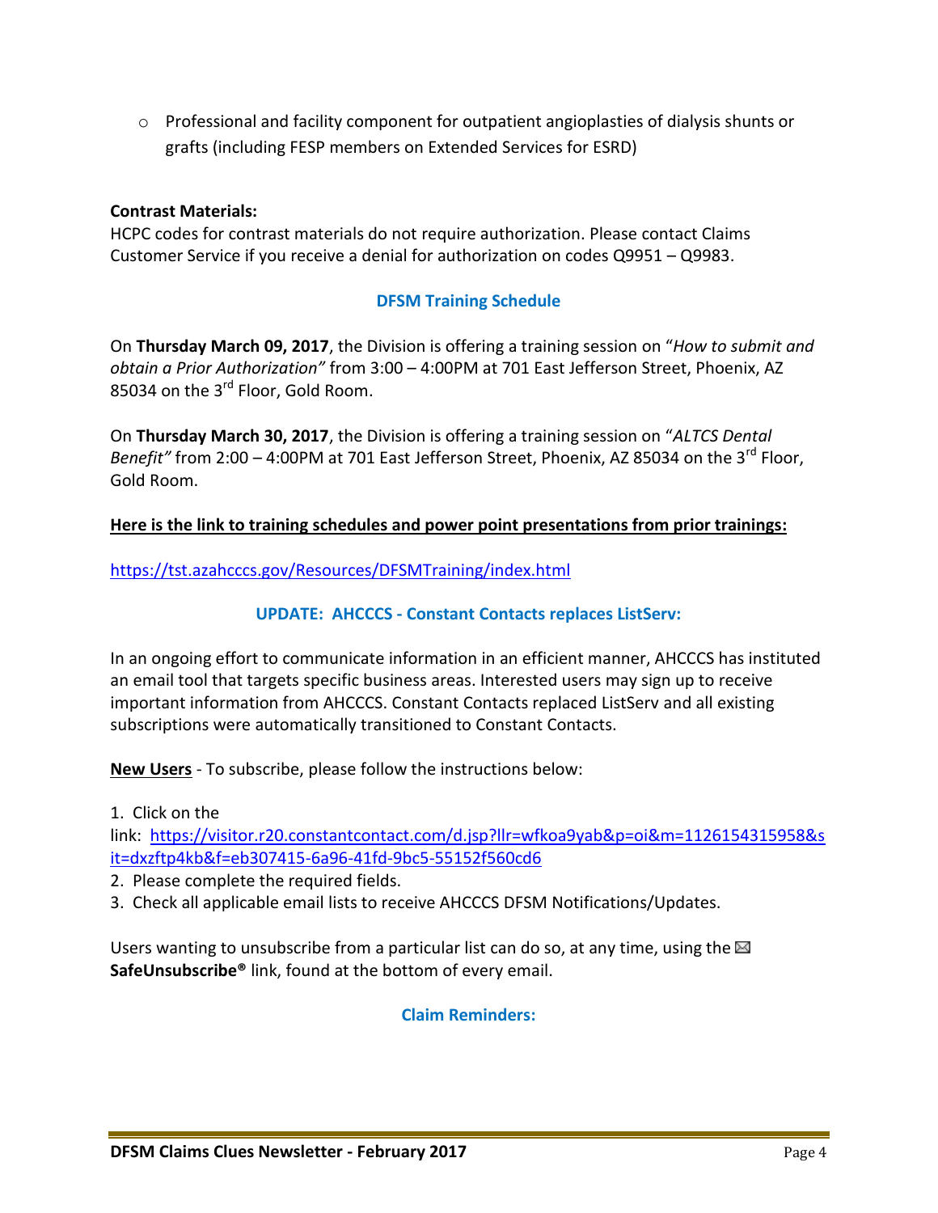- Professional and facility component for outpatient angioplasties of dialysis shunts or grafts (including FESP members on Extended Services for ESRD)

**Contrast Materials:**
HCPC codes for contrast materials do not require authorization. Please contact Claims Customer Service if you receive a denial for authorization on codes Q9951 – Q9983.

## DFSM Training Schedule

On **Thursday March 09, 2017**, the Division is offering a training session on "*How to submit and obtain a Prior Authorization"* from 3:00 – 4:00PM at 701 East Jefferson Street, Phoenix, AZ 85034 on the 3rd Floor, Gold Room.

On **Thursday March 30, 2017**, the Division is offering a training session on "*ALTCS Dental Benefit"* from 2:00 – 4:00PM at 701 East Jefferson Street, Phoenix, AZ 85034 on the 3rd Floor, Gold Room.

**Here is the link to training schedules and power point presentations from prior trainings:**

https://tst.azahcccs.gov/Resources/DFSMTraining/index.html

## UPDATE: AHCCCS - Constant Contacts replaces ListServ:

In an ongoing effort to communicate information in an efficient manner, AHCCCS has instituted an email tool that targets specific business areas. Interested users may sign up to receive important information from AHCCCS. Constant Contacts replaced ListServ and all existing subscriptions were automatically transitioned to Constant Contacts.

**New Users** - To subscribe, please follow the instructions below:

1. Click on the link: https://visitor.r20.constantcontact.com/d.jsp?llr=wfkoa9yab&p=oi&m=1126154315958&sit=dxzftp4kb&f=eb307415-6a96-41fd-9bc5-55152f560cd6
2. Please complete the required fields.
3. Check all applicable email lists to receive AHCCCS DFSM Notifications/Updates.

Users wanting to unsubscribe from a particular list can do so, at any time, using the ✉ **SafeUnsubscribe®** link, found at the bottom of every email.

## Claim Reminders: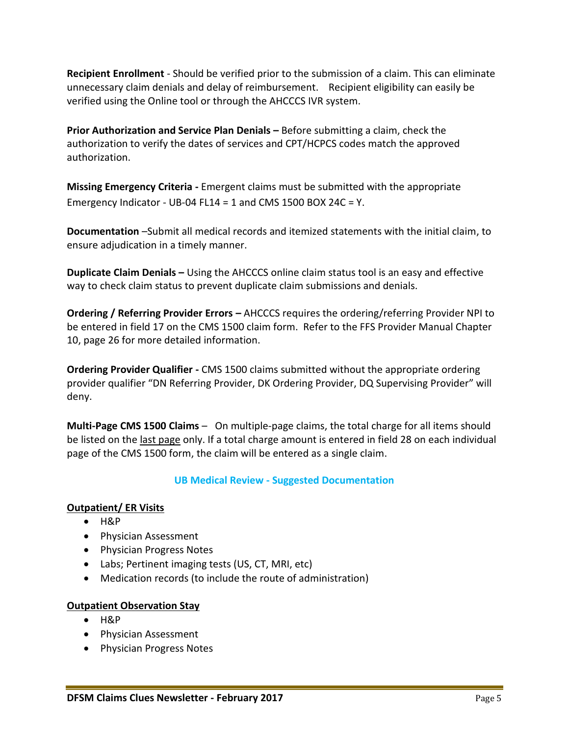**Recipient Enrollment** - Should be verified prior to the submission of a claim. This can eliminate unnecessary claim denials and delay of reimbursement. Recipient eligibility can easily be verified using the Online tool or through the AHCCCS IVR system.

**Prior Authorization and Service Plan Denials –** Before submitting a claim, check the authorization to verify the dates of services and CPT/HCPCS codes match the approved authorization.

**Missing Emergency Criteria -** Emergent claims must be submitted with the appropriate Emergency Indicator - UB-04 FL14 = 1 and CMS 1500 BOX 24C = Y.

**Documentation** –Submit all medical records and itemized statements with the initial claim, to ensure adjudication in a timely manner.

**Duplicate Claim Denials –** Using the AHCCCS online claim status tool is an easy and effective way to check claim status to prevent duplicate claim submissions and denials.

**Ordering / Referring Provider Errors –** AHCCCS requires the ordering/referring Provider NPI to be entered in field 17 on the CMS 1500 claim form. Refer to the FFS Provider Manual Chapter 10, page 26 for more detailed information.

**Ordering Provider Qualifier -** CMS 1500 claims submitted without the appropriate ordering provider qualifier "DN Referring Provider, DK Ordering Provider, DQ Supervising Provider" will deny.

**Multi-Page CMS 1500 Claims** – On multiple-page claims, the total charge for all items should be listed on the last page only. If a total charge amount is entered in field 28 on each individual page of the CMS 1500 form, the claim will be entered as a single claim.

## UB Medical Review - Suggested Documentation

**Outpatient/ ER Visits**

- H&P
- Physician Assessment
- Physician Progress Notes
- Labs; Pertinent imaging tests (US, CT, MRI, etc)
- Medication records (to include the route of administration)

**Outpatient Observation Stay**

- H&P
- Physician Assessment
- Physician Progress Notes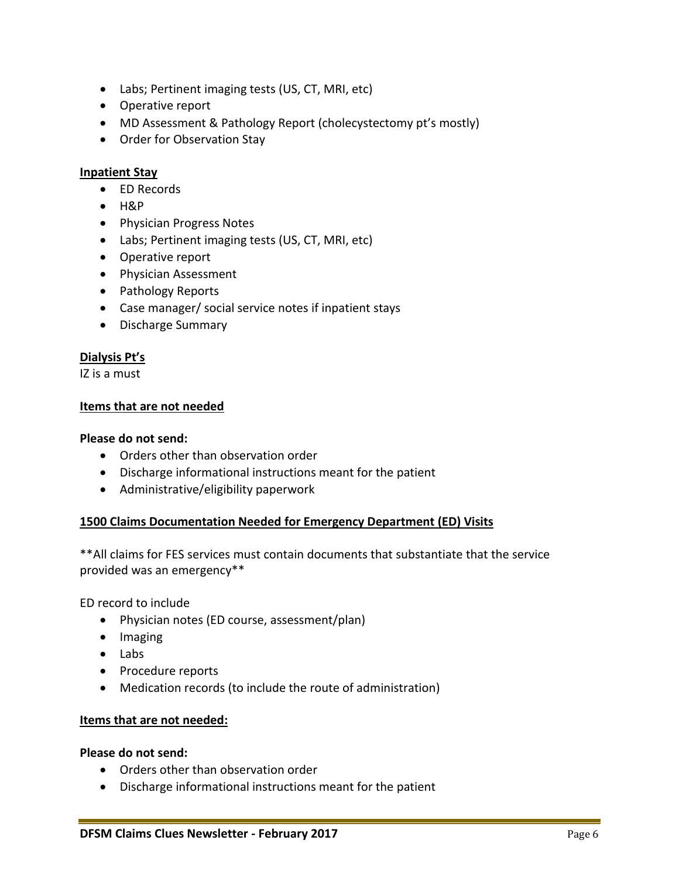- Labs; Pertinent imaging tests (US, CT, MRI, etc)
- Operative report
- MD Assessment & Pathology Report (cholecystectomy pt's mostly)
- Order for Observation Stay

**Inpatient Stay**

- ED Records
- H&P
- Physician Progress Notes
- Labs; Pertinent imaging tests (US, CT, MRI, etc)
- Operative report
- Physician Assessment
- Pathology Reports
- Case manager/ social service notes if inpatient stays
- Discharge Summary

**Dialysis Pt's**

IZ is a must

**Items that are not needed**

**Please do not send:**

- Orders other than observation order
- Discharge informational instructions meant for the patient
- Administrative/eligibility paperwork

**1500 Claims Documentation Needed for Emergency Department (ED) Visits**

**All claims for FES services must contain documents that substantiate that the service provided was an emergency**

ED record to include

- Physician notes (ED course, assessment/plan)
- Imaging
- Labs
- Procedure reports
- Medication records (to include the route of administration)

**Items that are not needed:**

**Please do not send:**

- Orders other than observation order
- Discharge informational instructions meant for the patient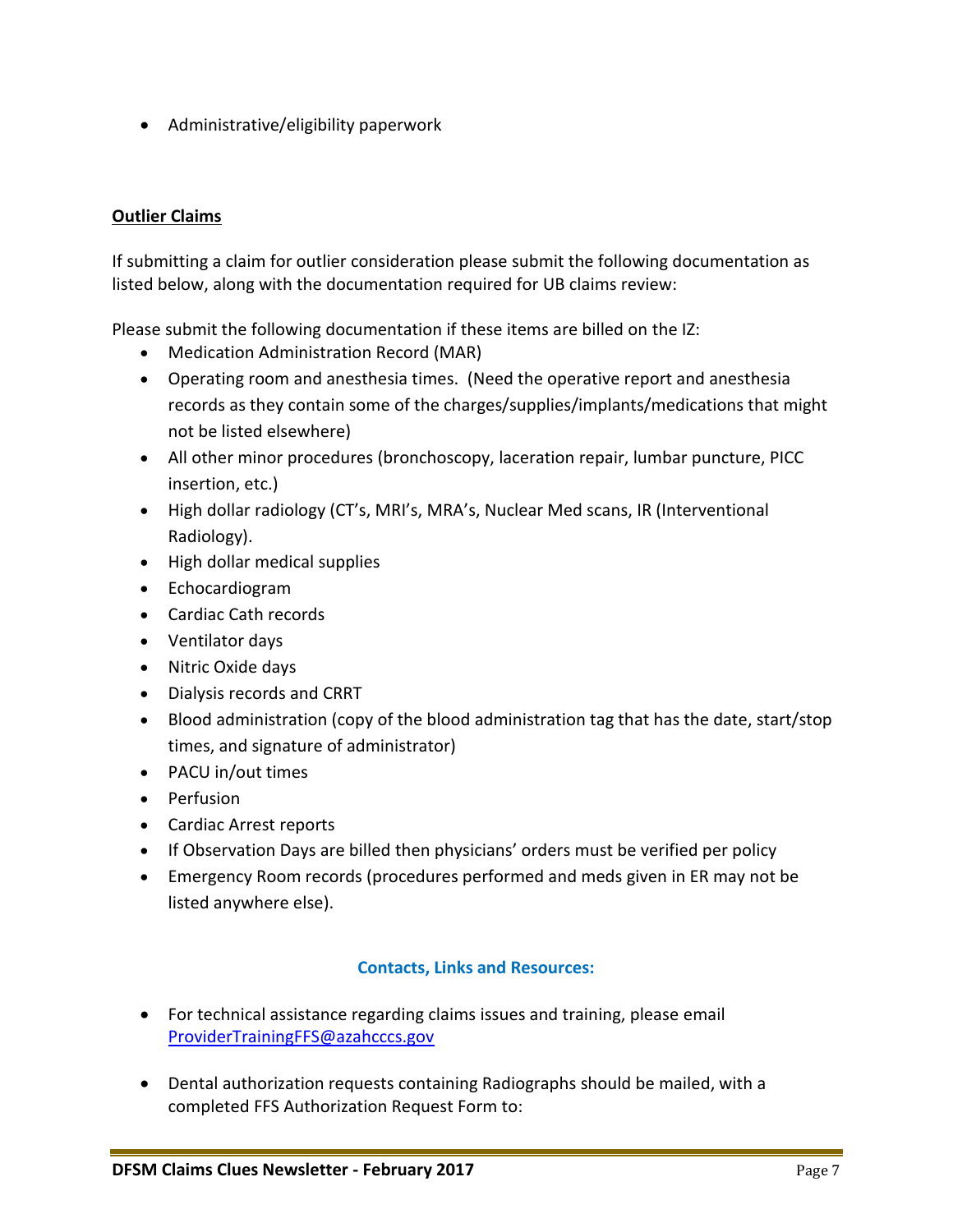- Administrative/eligibility paperwork

## Outlier Claims

If submitting a claim for outlier consideration please submit the following documentation as listed below, along with the documentation required for UB claims review:

Please submit the following documentation if these items are billed on the IZ:

- Medication Administration Record (MAR)
- Operating room and anesthesia times. (Need the operative report and anesthesia records as they contain some of the charges/supplies/implants/medications that might not be listed elsewhere)
- All other minor procedures (bronchoscopy, laceration repair, lumbar puncture, PICC insertion, etc.)
- High dollar radiology (CT's, MRI's, MRA's, Nuclear Med scans, IR (Interventional Radiology).
- High dollar medical supplies
- Echocardiogram
- Cardiac Cath records
- Ventilator days
- Nitric Oxide days
- Dialysis records and CRRT
- Blood administration (copy of the blood administration tag that has the date, start/stop times, and signature of administrator)
- PACU in/out times
- Perfusion
- Cardiac Arrest reports
- If Observation Days are billed then physicians' orders must be verified per policy
- Emergency Room records (procedures performed and meds given in ER may not be listed anywhere else).

### Contacts, Links and Resources:

- For technical assistance regarding claims issues and training, please email ProviderTrainingFFS@azahcccs.gov
- Dental authorization requests containing Radiographs should be mailed, with a completed FFS Authorization Request Form to: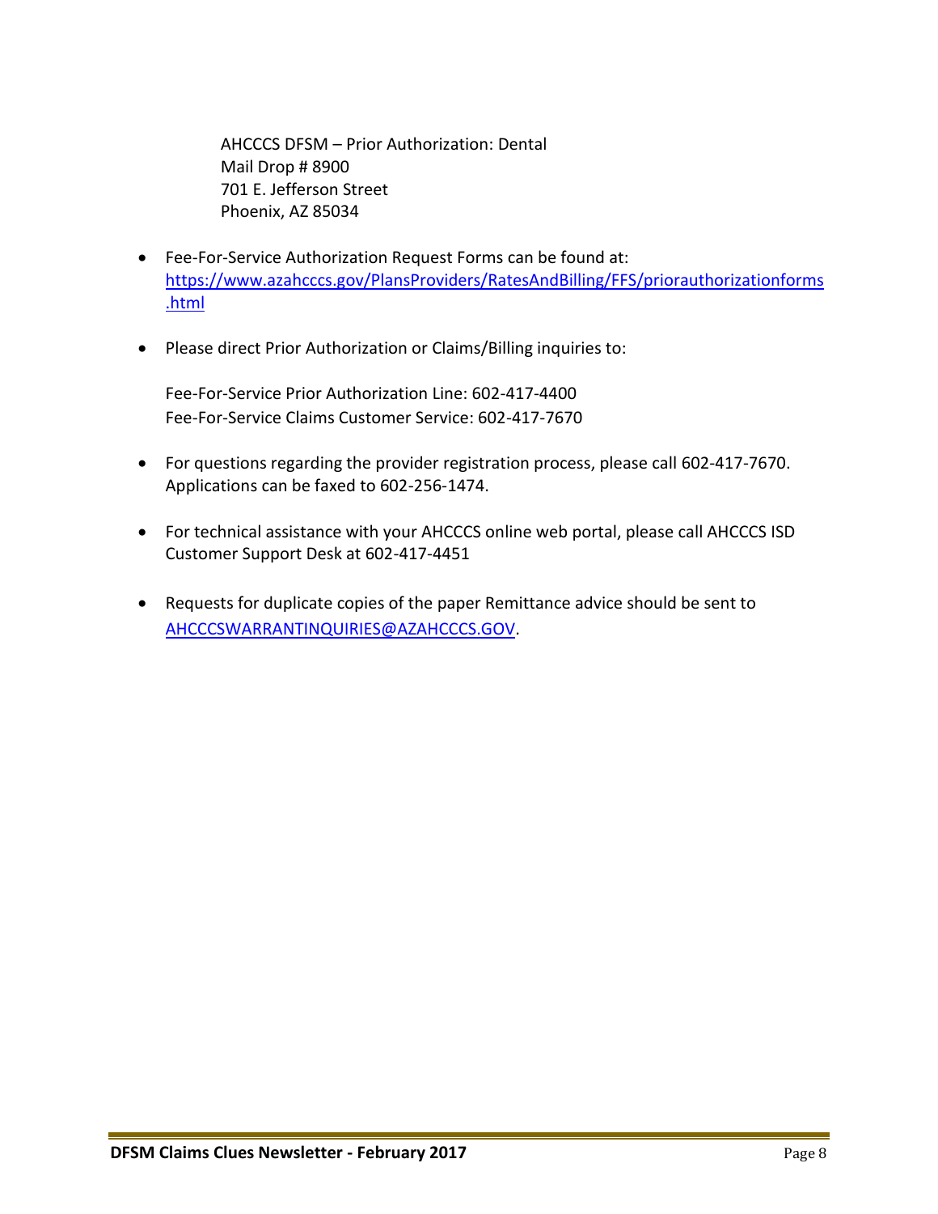AHCCCS DFSM – Prior Authorization: Dental
Mail Drop # 8900
701 E. Jefferson Street
Phoenix, AZ 85034

- Fee-For-Service Authorization Request Forms can be found at: https://www.azahcccs.gov/PlansProviders/RatesAndBilling/FFS/priorauthorizationforms.html

- Please direct Prior Authorization or Claims/Billing inquiries to:

  Fee-For-Service Prior Authorization Line: 602-417-4400
  Fee-For-Service Claims Customer Service: 602-417-7670

- For questions regarding the provider registration process, please call 602-417-7670. Applications can be faxed to 602-256-1474.

- For technical assistance with your AHCCCS online web portal, please call AHCCCS ISD Customer Support Desk at 602-417-4451

- Requests for duplicate copies of the paper Remittance advice should be sent to AHCCCSWARRANTINQUIRIES@AZAHCCCS.GOV.